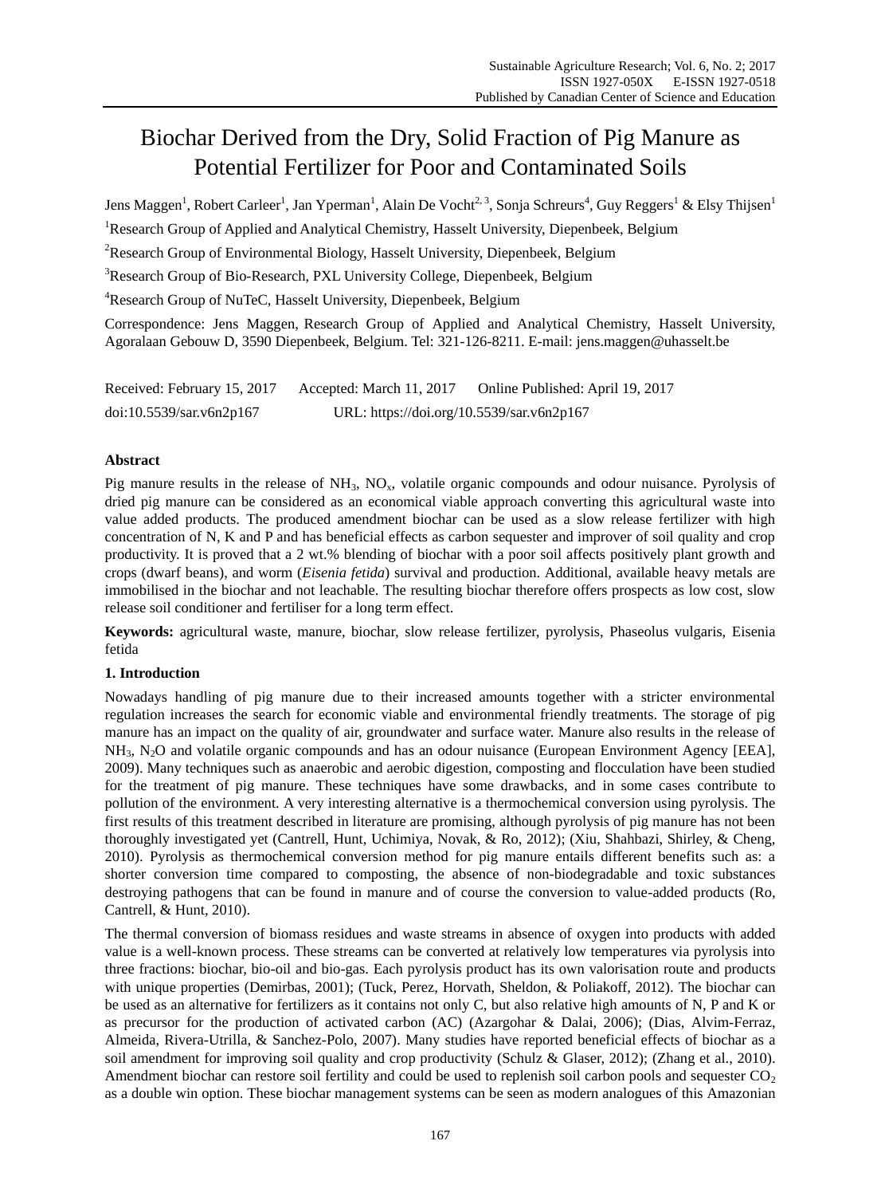# Biochar Derived from the Dry, Solid Fraction of Pig Manure as Potential Fertilizer for Poor and Contaminated Soils

Jens Maggen[1], Robert Carleer[1], Jan Yperman[1], Alain De Vocht[2, 3], Sonja Schreurs[4], Guy Reggers[1] & Elsy Thijsen[1]

[1]Research Group of Applied and Analytical Chemistry, Hasselt University, Diepenbeek, Belgium

[2]Research Group of Environmental Biology, Hasselt University, Diepenbeek, Belgium

[3]Research Group of Bio-Research, PXL University College, Diepenbeek, Belgium

[4]Research Group of NuTeC, Hasselt University, Diepenbeek, Belgium

Correspondence: Jens Maggen, Research Group of Applied and Analytical Chemistry, Hasselt University, Agoralaan Gebouw D, 3590 Diepenbeek, Belgium. Tel: 321-126-8211. E-mail: jens.maggen@uhasselt.be

Received: February 15, 2017 Accepted: March 11, 2017 Online Published: April 19, 2017

doi:10.5539/sar.v6n2p167 URL: https://doi.org/10.5539/sar.v6n2p167

## Abstract

Pig manure results in the release of $NH_3$, $NO_x$, volatile organic compounds and odour nuisance. Pyrolysis of dried pig manure can be considered as an economical viable approach converting this agricultural waste into value added products. The produced amendment biochar can be used as a slow release fertilizer with high concentration of N, K and P and has beneficial effects as carbon sequester and improver of soil quality and crop productivity. It is proved that a 2 wt.% blending of biochar with a poor soil affects positively plant growth and crops (dwarf beans), and worm (*Eisenia fetida*) survival and production. Additional, available heavy metals are immobilised in the biochar and not leachable. The resulting biochar therefore offers prospects as low cost, slow release soil conditioner and fertiliser for a long term effect.

**Keywords:** agricultural waste, manure, biochar, slow release fertilizer, pyrolysis, Phaseolus vulgaris, Eisenia fetida

## 1. Introduction

Nowadays handling of pig manure due to their increased amounts together with a stricter environmental regulation increases the search for economic viable and environmental friendly treatments. The storage of pig manure has an impact on the quality of air, groundwater and surface water. Manure also results in the release of $NH_3$, $N_2O$ and volatile organic compounds and has an odour nuisance (European Environment Agency [EEA], 2009). Many techniques such as anaerobic and aerobic digestion, composting and flocculation have been studied for the treatment of pig manure. These techniques have some drawbacks, and in some cases contribute to pollution of the environment. A very interesting alternative is a thermochemical conversion using pyrolysis. The first results of this treatment described in literature are promising, although pyrolysis of pig manure has not been thoroughly investigated yet (Cantrell, Hunt, Uchimiya, Novak, & Ro, 2012); (Xiu, Shahbazi, Shirley, & Cheng, 2010). Pyrolysis as thermochemical conversion method for pig manure entails different benefits such as: a shorter conversion time compared to composting, the absence of non-biodegradable and toxic substances destroying pathogens that can be found in manure and of course the conversion to value-added products (Ro, Cantrell, & Hunt, 2010).

The thermal conversion of biomass residues and waste streams in absence of oxygen into products with added value is a well-known process. These streams can be converted at relatively low temperatures via pyrolysis into three fractions: biochar, bio-oil and bio-gas. Each pyrolysis product has its own valorisation route and products with unique properties (Demirbas, 2001); (Tuck, Perez, Horvath, Sheldon, & Poliakoff, 2012). The biochar can be used as an alternative for fertilizers as it contains not only C, but also relative high amounts of N, P and K or as precursor for the production of activated carbon (AC) (Azargohar & Dalai, 2006); (Dias, Alvim-Ferraz, Almeida, Rivera-Utrilla, & Sanchez-Polo, 2007). Many studies have reported beneficial effects of biochar as a soil amendment for improving soil quality and crop productivity (Schulz & Glaser, 2012); (Zhang et al., 2010). Amendment biochar can restore soil fertility and could be used to replenish soil carbon pools and sequester $CO_2$ as a double win option. These biochar management systems can be seen as modern analogues of this Amazonian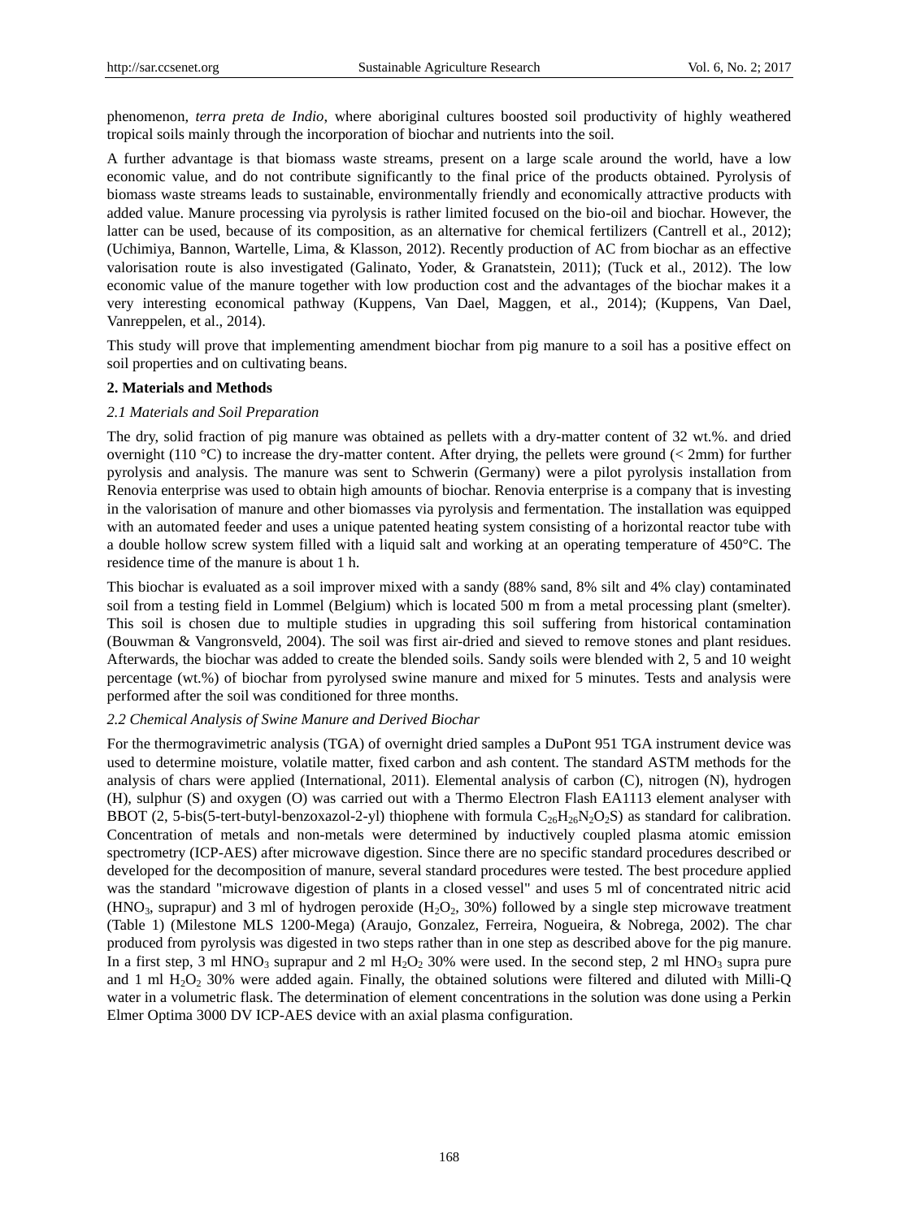phenomenon, *terra preta de Indio*, where aboriginal cultures boosted soil productivity of highly weathered tropical soils mainly through the incorporation of biochar and nutrients into the soil.

A further advantage is that biomass waste streams, present on a large scale around the world, have a low economic value, and do not contribute significantly to the final price of the products obtained. Pyrolysis of biomass waste streams leads to sustainable, environmentally friendly and economically attractive products with added value. Manure processing via pyrolysis is rather limited focused on the bio-oil and biochar. However, the latter can be used, because of its composition, as an alternative for chemical fertilizers (Cantrell et al., 2012); (Uchimiya, Bannon, Wartelle, Lima, & Klasson, 2012). Recently production of AC from biochar as an effective valorisation route is also investigated (Galinato, Yoder, & Granatstein, 2011); (Tuck et al., 2012). The low economic value of the manure together with low production cost and the advantages of the biochar makes it a very interesting economical pathway (Kuppens, Van Dael, Maggen, et al., 2014); (Kuppens, Van Dael, Vanreppelen, et al., 2014).

This study will prove that implementing amendment biochar from pig manure to a soil has a positive effect on soil properties and on cultivating beans.

## 2. Materials and Methods

### *2.1 Materials and Soil Preparation*

The dry, solid fraction of pig manure was obtained as pellets with a dry-matter content of 32 wt.%. and dried overnight (110 °C) to increase the dry-matter content. After drying, the pellets were ground (< 2mm) for further pyrolysis and analysis. The manure was sent to Schwerin (Germany) were a pilot pyrolysis installation from Renovia enterprise was used to obtain high amounts of biochar. Renovia enterprise is a company that is investing in the valorisation of manure and other biomasses via pyrolysis and fermentation. The installation was equipped with an automated feeder and uses a unique patented heating system consisting of a horizontal reactor tube with a double hollow screw system filled with a liquid salt and working at an operating temperature of 450°C. The residence time of the manure is about 1 h.

This biochar is evaluated as a soil improver mixed with a sandy (88% sand, 8% silt and 4% clay) contaminated soil from a testing field in Lommel (Belgium) which is located 500 m from a metal processing plant (smelter). This soil is chosen due to multiple studies in upgrading this soil suffering from historical contamination (Bouwman & Vangronsveld, 2004). The soil was first air-dried and sieved to remove stones and plant residues. Afterwards, the biochar was added to create the blended soils. Sandy soils were blended with 2, 5 and 10 weight percentage (wt.%) of biochar from pyrolysed swine manure and mixed for 5 minutes. Tests and analysis were performed after the soil was conditioned for three months.

### *2.2 Chemical Analysis of Swine Manure and Derived Biochar*

For the thermogravimetric analysis (TGA) of overnight dried samples a DuPont 951 TGA instrument device was used to determine moisture, volatile matter, fixed carbon and ash content. The standard ASTM methods for the analysis of chars were applied (International, 2011). Elemental analysis of carbon (C), nitrogen (N), hydrogen (H), sulphur (S) and oxygen (O) was carried out with a Thermo Electron Flash EA1113 element analyser with BBOT (2, 5-bis(5-tert-butyl-benzoxazol-2-yl) thiophene with formula $C_{26}H_{26}N_2O_2S$) as standard for calibration. Concentration of metals and non-metals were determined by inductively coupled plasma atomic emission spectrometry (ICP-AES) after microwave digestion. Since there are no specific standard procedures described or developed for the decomposition of manure, several standard procedures were tested. The best procedure applied was the standard "microwave digestion of plants in a closed vessel" and uses 5 ml of concentrated nitric acid ($HNO_3$, suprapur) and 3 ml of hydrogen peroxide ($H_2O_2$, 30%) followed by a single step microwave treatment (Table 1) (Milestone MLS 1200-Mega) (Araujo, Gonzalez, Ferreira, Nogueira, & Nobrega, 2002). The char produced from pyrolysis was digested in two steps rather than in one step as described above for the pig manure. In a first step, 3 ml $HNO_3$ suprapur and 2 ml $H_2O_2$ 30% were used. In the second step, 2 ml $HNO_3$ supra pure and 1 ml $H_2O_2$ 30% were added again. Finally, the obtained solutions were filtered and diluted with Milli-Q water in a volumetric flask. The determination of element concentrations in the solution was done using a Perkin Elmer Optima 3000 DV ICP-AES device with an axial plasma configuration.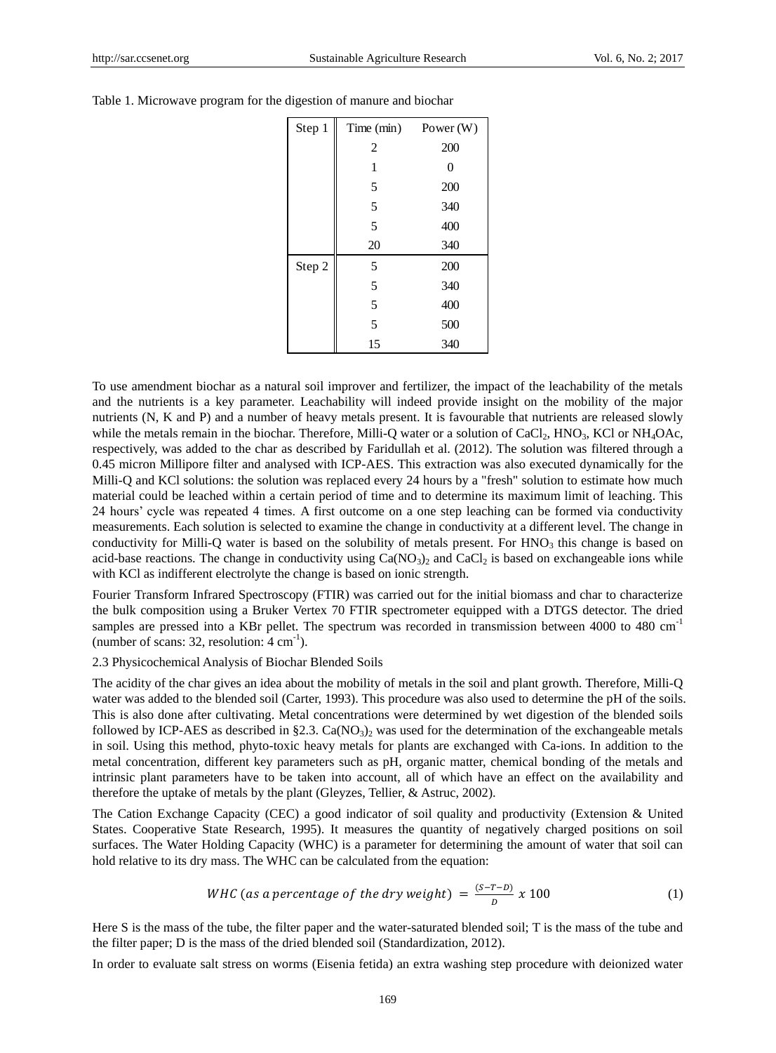Table 1. Microwave program for the digestion of manure and biochar

| Step | Time (min) | Power (W) |
|---|---|---|
| Step 1 | 2 | 200 |
| | 1 | 0 |
| | 5 | 200 |
| | 5 | 340 |
| | 5 | 400 |
| | 20 | 340 |
| Step 2 | 5 | 200 |
| | 5 | 340 |
| | 5 | 400 |
| | 5 | 500 |
| | 15 | 340 |

To use amendment biochar as a natural soil improver and fertilizer, the impact of the leachability of the metals and the nutrients is a key parameter. Leachability will indeed provide insight on the mobility of the major nutrients (N, K and P) and a number of heavy metals present. It is favourable that nutrients are released slowly while the metals remain in the biochar. Therefore, Milli-Q water or a solution of $CaCl_2$, $HNO_3$, KCl or $NH_4OAc$, respectively, was added to the char as described by Faridullah et al. (2012). The solution was filtered through a 0.45 micron Millipore filter and analysed with ICP-AES. This extraction was also executed dynamically for the Milli-Q and KCl solutions: the solution was replaced every 24 hours by a "fresh" solution to estimate how much material could be leached within a certain period of time and to determine its maximum limit of leaching. This 24 hours' cycle was repeated 4 times. A first outcome on a one step leaching can be formed via conductivity measurements. Each solution is selected to examine the change in conductivity at a different level. The change in conductivity for Milli-Q water is based on the solubility of metals present. For $HNO_3$ this change is based on acid-base reactions. The change in conductivity using $Ca(NO_3)_2$ and $CaCl_2$ is based on exchangeable ions while with KCl as indifferent electrolyte the change is based on ionic strength.

Fourier Transform Infrared Spectroscopy (FTIR) was carried out for the initial biomass and char to characterize the bulk composition using a Bruker Vertex 70 FTIR spectrometer equipped with a DTGS detector. The dried samples are pressed into a KBr pellet. The spectrum was recorded in transmission between 4000 to 480 $cm^{-1}$ (number of scans: 32, resolution: 4 $cm^{-1}$).

### 2.3 Physicochemical Analysis of Biochar Blended Soils

The acidity of the char gives an idea about the mobility of metals in the soil and plant growth. Therefore, Milli-Q water was added to the blended soil (Carter, 1993). This procedure was also used to determine the pH of the soils. This is also done after cultivating. Metal concentrations were determined by wet digestion of the blended soils followed by ICP-AES as described in §2.3. $Ca(NO_3)_2$ was used for the determination of the exchangeable metals in soil. Using this method, phyto-toxic heavy metals for plants are exchanged with Ca-ions. In addition to the metal concentration, different key parameters such as pH, organic matter, chemical bonding of the metals and intrinsic plant parameters have to be taken into account, all of which have an effect on the availability and therefore the uptake of metals by the plant (Gleyzes, Tellier, & Astruc, 2002).

The Cation Exchange Capacity (CEC) a good indicator of soil quality and productivity (Extension & United States. Cooperative State Research, 1995). It measures the quantity of negatively charged positions on soil surfaces. The Water Holding Capacity (WHC) is a parameter for determining the amount of water that soil can hold relative to its dry mass. The WHC can be calculated from the equation:

$$WHC\ (as\ a\ percentage\ of\ the\ dry\ weight) = \frac{(S-T-D)}{D}\ x\ 100 \tag{1}$$

Here S is the mass of the tube, the filter paper and the water-saturated blended soil; T is the mass of the tube and the filter paper; D is the mass of the dried blended soil (Standardization, 2012).

In order to evaluate salt stress on worms (Eisenia fetida) an extra washing step procedure with deionized water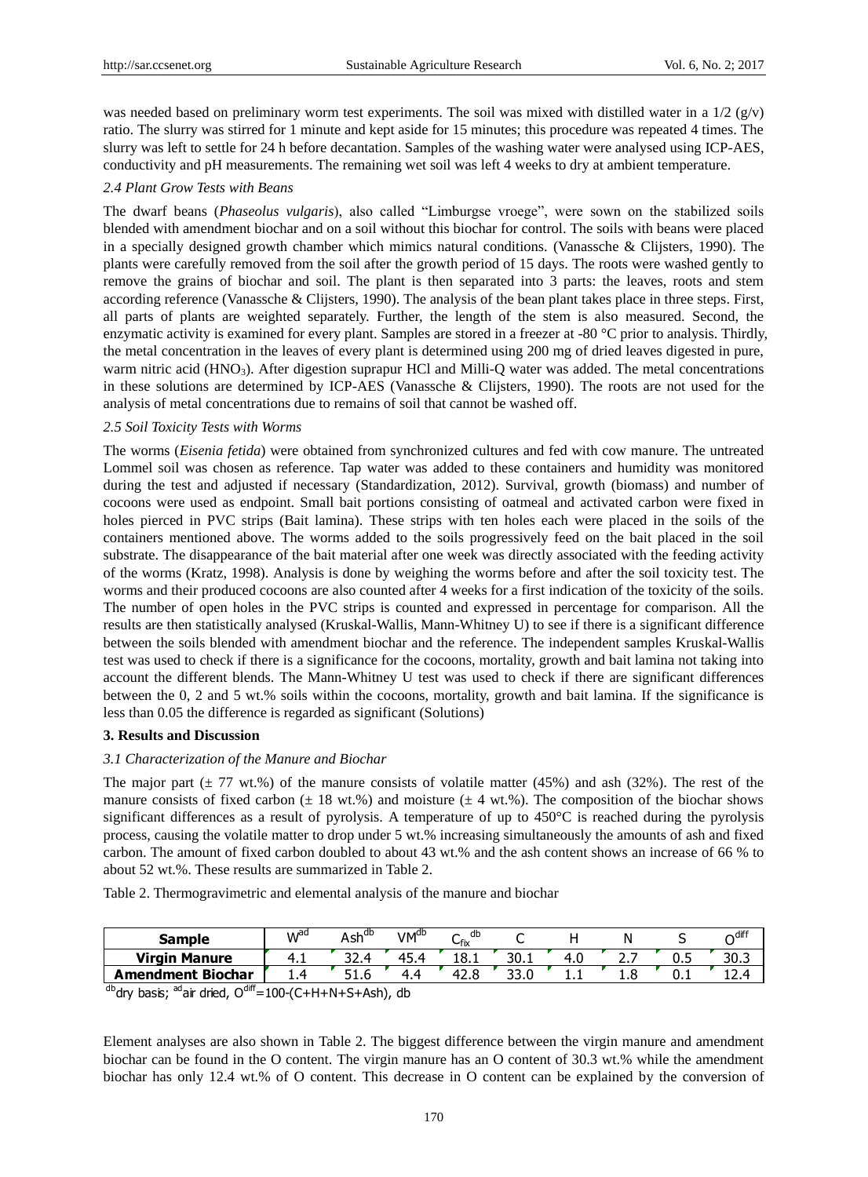was needed based on preliminary worm test experiments. The soil was mixed with distilled water in a 1/2 (g/v) ratio. The slurry was stirred for 1 minute and kept aside for 15 minutes; this procedure was repeated 4 times. The slurry was left to settle for 24 h before decantation. Samples of the washing water were analysed using ICP-AES, conductivity and pH measurements. The remaining wet soil was left 4 weeks to dry at ambient temperature.

### *2.4 Plant Grow Tests with Beans*

The dwarf beans (*Phaseolus vulgaris*), also called "Limburgse vroege", were sown on the stabilized soils blended with amendment biochar and on a soil without this biochar for control. The soils with beans were placed in a specially designed growth chamber which mimics natural conditions. (Vanassche & Clijsters, 1990). The plants were carefully removed from the soil after the growth period of 15 days. The roots were washed gently to remove the grains of biochar and soil. The plant is then separated into 3 parts: the leaves, roots and stem according reference (Vanassche & Clijsters, 1990). The analysis of the bean plant takes place in three steps. First, all parts of plants are weighted separately. Further, the length of the stem is also measured. Second, the enzymatic activity is examined for every plant. Samples are stored in a freezer at -80 °C prior to analysis. Thirdly, the metal concentration in the leaves of every plant is determined using 200 mg of dried leaves digested in pure, warm nitric acid ($HNO_3$). After digestion suprapur HCl and Milli-Q water was added. The metal concentrations in these solutions are determined by ICP-AES (Vanassche & Clijsters, 1990). The roots are not used for the analysis of metal concentrations due to remains of soil that cannot be washed off.

### *2.5 Soil Toxicity Tests with Worms*

The worms (*Eisenia fetida*) were obtained from synchronized cultures and fed with cow manure. The untreated Lommel soil was chosen as reference. Tap water was added to these containers and humidity was monitored during the test and adjusted if necessary (Standardization, 2012). Survival, growth (biomass) and number of cocoons were used as endpoint. Small bait portions consisting of oatmeal and activated carbon were fixed in holes pierced in PVC strips (Bait lamina). These strips with ten holes each were placed in the soils of the containers mentioned above. The worms added to the soils progressively feed on the bait placed in the soil substrate. The disappearance of the bait material after one week was directly associated with the feeding activity of the worms (Kratz, 1998). Analysis is done by weighing the worms before and after the soil toxicity test. The worms and their produced cocoons are also counted after 4 weeks for a first indication of the toxicity of the soils. The number of open holes in the PVC strips is counted and expressed in percentage for comparison. All the results are then statistically analysed (Kruskal-Wallis, Mann-Whitney U) to see if there is a significant difference between the soils blended with amendment biochar and the reference. The independent samples Kruskal-Wallis test was used to check if there is a significance for the cocoons, mortality, growth and bait lamina not taking into account the different blends. The Mann-Whitney U test was used to check if there are significant differences between the 0, 2 and 5 wt.% soils within the cocoons, mortality, growth and bait lamina. If the significance is less than 0.05 the difference is regarded as significant (Solutions)

## 3. Results and Discussion

### *3.1 Characterization of the Manure and Biochar*

The major part (± 77 wt.%) of the manure consists of volatile matter (45%) and ash (32%). The rest of the manure consists of fixed carbon (± 18 wt.%) and moisture (± 4 wt.%). The composition of the biochar shows significant differences as a result of pyrolysis. A temperature of up to 450°C is reached during the pyrolysis process, causing the volatile matter to drop under 5 wt.% increasing simultaneously the amounts of ash and fixed carbon. The amount of fixed carbon doubled to about 43 wt.% and the ash content shows an increase of 66 % to about 52 wt.%. These results are summarized in Table 2.

Table 2. Thermogravimetric and elemental analysis of the manure and biochar

| Sample | $W^{ad}$ | $Ash^{db}$ | $VM^{db}$ | $C_{fix}^{db}$ | C | H | N | S | $O^{diff}$ |
|---|---|---|---|---|---|---|---|---|---|
| **Virgin Manure** | 4.1 | 32.4 | 45.4 | 18.1 | 30.1 | 4.0 | 2.7 | 0.5 | 30.3 |
| **Amendment Biochar** | 1.4 | 51.6 | 4.4 | 42.8 | 33.0 | 1.1 | 1.8 | 0.1 | 12.4 |

$^{db}$dry basis; $^{ad}$air dried, $O^{diff}$=100-(C+H+N+S+Ash), db

Element analyses are also shown in Table 2. The biggest difference between the virgin manure and amendment biochar can be found in the O content. The virgin manure has an O content of 30.3 wt.% while the amendment biochar has only 12.4 wt.% of O content. This decrease in O content can be explained by the conversion of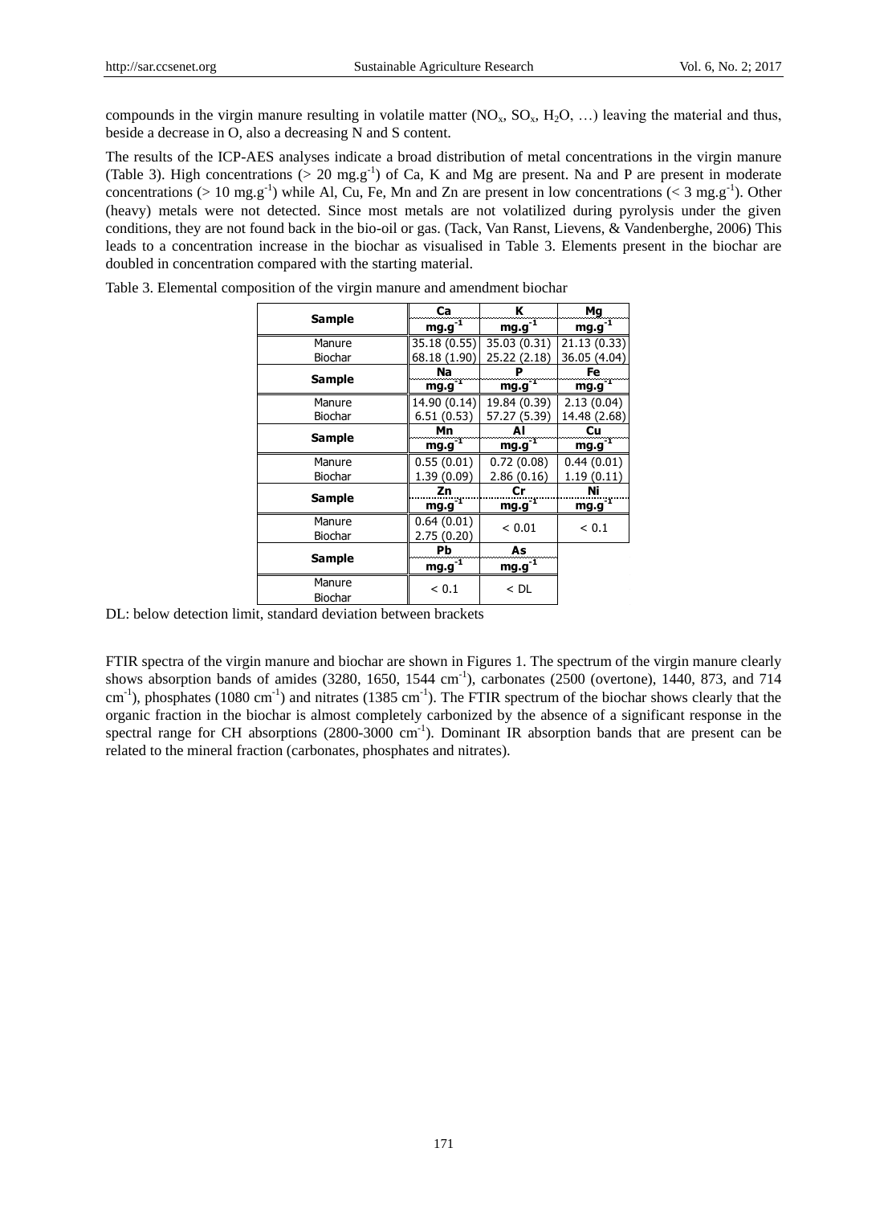compounds in the virgin manure resulting in volatile matter ($NO_x$, $SO_x$, $H_2O$, …) leaving the material and thus, beside a decrease in O, also a decreasing N and S content.

The results of the ICP-AES analyses indicate a broad distribution of metal concentrations in the virgin manure (Table 3). High concentrations (> 20 $mg.g^{-1}$) of Ca, K and Mg are present. Na and P are present in moderate concentrations (> 10 $mg.g^{-1}$) while Al, Cu, Fe, Mn and Zn are present in low concentrations (< 3 $mg.g^{-1}$). Other (heavy) metals were not detected. Since most metals are not volatilized during pyrolysis under the given conditions, they are not found back in the bio-oil or gas. (Tack, Van Ranst, Lievens, & Vandenberghe, 2006) This leads to a concentration increase in the biochar as visualised in Table 3. Elements present in the biochar are doubled in concentration compared with the starting material.

Table 3. Elemental composition of the virgin manure and amendment biochar

| Sample | Ca | K | Mg |
|---|---|---|---|
| | $mg.g^{-1}$ | $mg.g^{-1}$ | $mg.g^{-1}$ |
| Manure | 35.18 (0.55) | 35.03 (0.31) | 21.13 (0.33) |
| Biochar | 68.18 (1.90) | 25.22 (2.18) | 36.05 (4.04) |
| **Sample** | **Na** | **P** | **Fe** |
| | $mg.g^{-1}$ | $mg.g^{-1}$ | $mg.g^{-1}$ |
| Manure | 14.90 (0.14) | 19.84 (0.39) | 2.13 (0.04) |
| Biochar | 6.51 (0.53) | 57.27 (5.39) | 14.48 (2.68) |
| **Sample** | **Mn** | **Al** | **Cu** |
| | $mg.g^{-1}$ | $mg.g^{-1}$ | $mg.g^{-1}$ |
| Manure | 0.55 (0.01) | 0.72 (0.08) | 0.44 (0.01) |
| Biochar | 1.39 (0.09) | 2.86 (0.16) | 1.19 (0.11) |
| **Sample** | **Zn** | **Cr** | **Ni** |
| | $mg.g^{-1}$ | $mg.g^{-1}$ | $mg.g^{-1}$ |
| Manure | 0.64 (0.01) | < 0.01 | < 0.1 |
| Biochar | 2.75 (0.20) | | |
| **Sample** | **Pb** | **As** | |
| | $mg.g^{-1}$ | $mg.g^{-1}$ | |
| Manure | < 0.1 | < DL | |
| Biochar | | | |

DL: below detection limit, standard deviation between brackets

FTIR spectra of the virgin manure and biochar are shown in Figures 1. The spectrum of the virgin manure clearly shows absorption bands of amides (3280, 1650, 1544 $cm^{-1}$), carbonates (2500 (overtone), 1440, 873, and 714 $cm^{-1}$), phosphates (1080 $cm^{-1}$) and nitrates (1385 $cm^{-1}$). The FTIR spectrum of the biochar shows clearly that the organic fraction in the biochar is almost completely carbonized by the absence of a significant response in the spectral range for CH absorptions (2800-3000 $cm^{-1}$). Dominant IR absorption bands that are present can be related to the mineral fraction (carbonates, phosphates and nitrates).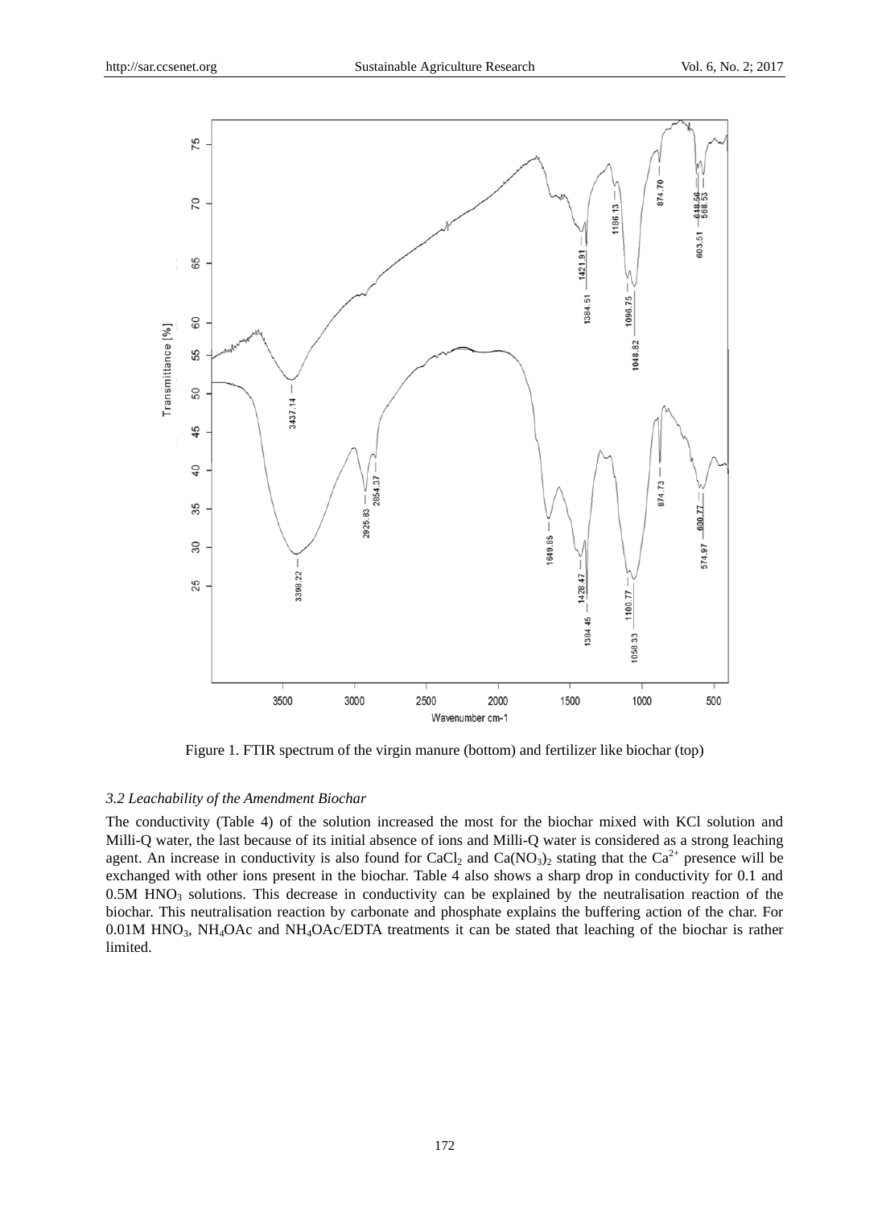Figure 1. FTIR spectrum of the virgin manure (bottom) and fertilizer like biochar (top)

### *3.2 Leachability of the Amendment Biochar*

The conductivity (Table 4) of the solution increased the most for the biochar mixed with KCl solution and Milli-Q water, the last because of its initial absence of ions and Milli-Q water is considered as a strong leaching agent. An increase in conductivity is also found for $CaCl_2$ and $Ca(NO_3)_2$ stating that the $Ca^{2+}$ presence will be exchanged with other ions present in the biochar. Table 4 also shows a sharp drop in conductivity for 0.1 and 0.5M $HNO_3$ solutions. This decrease in conductivity can be explained by the neutralisation reaction of the biochar. This neutralisation reaction by carbonate and phosphate explains the buffering action of the char. For 0.01M $HNO_3$, $NH_4OAc$ and $NH_4OAc$/EDTA treatments it can be stated that leaching of the biochar is rather limited.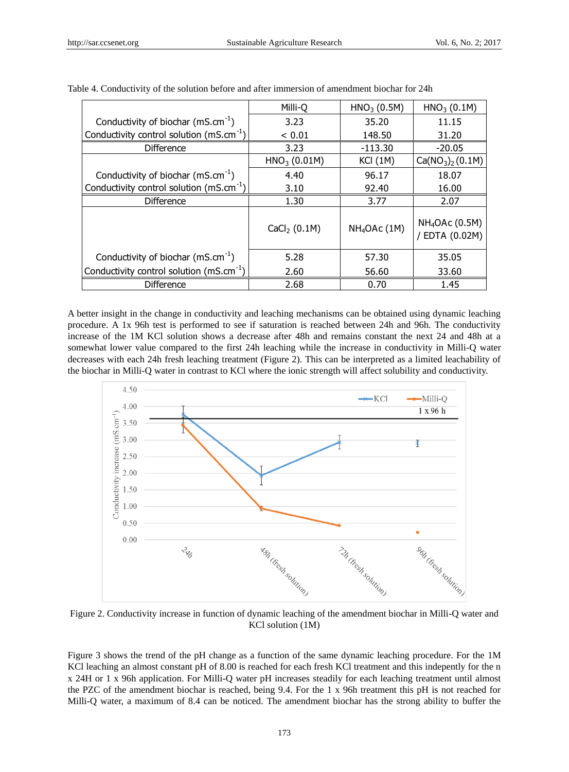Table 4. Conductivity of the solution before and after immersion of amendment biochar for 24h

| | Milli-Q | $HNO_3$ (0.5M) | $HNO_3$ (0.1M) |
|---|---|---|---|
| Conductivity of biochar ($mS.cm^{-1}$) | 3.23 | 35.20 | 11.15 |
| Conductivity control solution ($mS.cm^{-1}$) | < 0.01 | 148.50 | 31.20 |
| Difference | 3.23 | -113.30 | -20.05 |
| | $HNO_3$ (0.01M) | KCl (1M) | $Ca(NO_3)_2$ (0.1M) |
| Conductivity of biochar ($mS.cm^{-1}$) | 4.40 | 96.17 | 18.07 |
| Conductivity control solution ($mS.cm^{-1}$) | 3.10 | 92.40 | 16.00 |
| Difference | 1.30 | 3.77 | 2.07 |
| | $CaCl_2$ (0.1M) | $NH_4OAc$ (1M) | $NH_4OAc$ (0.5M) / EDTA (0.02M) |
| Conductivity of biochar ($mS.cm^{-1}$) | 5.28 | 57.30 | 35.05 |
| Conductivity control solution ($mS.cm^{-1}$) | 2.60 | 56.60 | 33.60 |
| Difference | 2.68 | 0.70 | 1.45 |

A better insight in the change in conductivity and leaching mechanisms can be obtained using dynamic leaching procedure. A 1x 96h test is performed to see if saturation is reached between 24h and 96h. The conductivity increase of the 1M KCl solution shows a decrease after 48h and remains constant the next 24 and 48h at a somewhat lower value compared to the first 24h leaching while the increase in conductivity in Milli-Q water decreases with each 24h fresh leaching treatment (Figure 2). This can be interpreted as a limited leachability of the biochar in Milli-Q water in contrast to KCl where the ionic strength will affect solubility and conductivity.

Figure 2. Conductivity increase in function of dynamic leaching of the amendment biochar in Milli-Q water and KCl solution (1M)

Figure 3 shows the trend of the pH change as a function of the same dynamic leaching procedure. For the 1M KCl leaching an almost constant pH of 8.00 is reached for each fresh KCl treatment and this independently for the n x 24H or 1 x 96h application. For Milli-Q water pH increases steadily for each leaching treatment until almost the PZC of the amendment biochar is reached, being 9.4. For the 1 x 96h treatment this pH is not reached for Milli-Q water, a maximum of 8.4 can be noticed. The amendment biochar has the strong ability to buffer the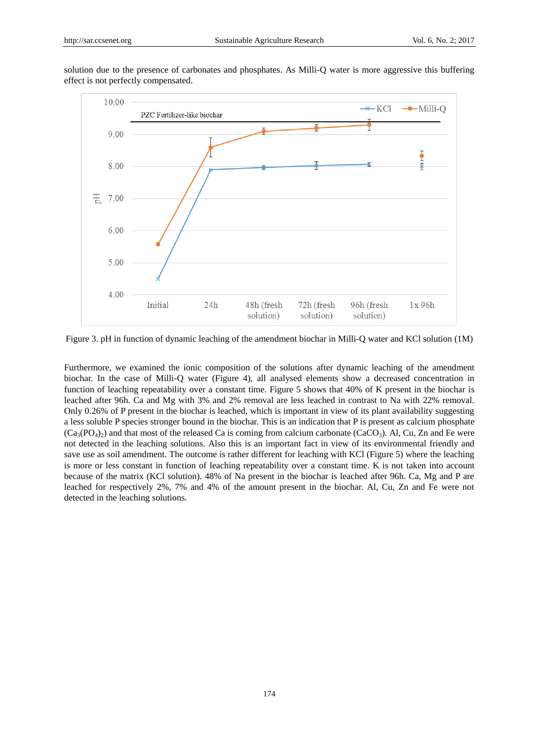solution due to the presence of carbonates and phosphates. As Milli-Q water is more aggressive this buffering effect is not perfectly compensated.

Figure 3. pH in function of dynamic leaching of the amendment biochar in Milli-Q water and KCl solution (1M)

Furthermore, we examined the ionic composition of the solutions after dynamic leaching of the amendment biochar. In the case of Milli-Q water (Figure 4), all analysed elements show a decreased concentration in function of leaching repeatability over a constant time. Figure 5 shows that 40% of K present in the biochar is leached after 96h. Ca and Mg with 3% and 2% removal are less leached in contrast to Na with 22% removal. Only 0.26% of P present in the biochar is leached, which is important in view of its plant availability suggesting a less soluble P species stronger bound in the biochar. This is an indication that P is present as calcium phosphate ($Ca_3(PO_4)_2$) and that most of the released Ca is coming from calcium carbonate ($CaCO_3$). Al, Cu, Zn and Fe were not detected in the leaching solutions. Also this is an important fact in view of its environmental friendly and save use as soil amendment. The outcome is rather different for leaching with KCl (Figure 5) where the leaching is more or less constant in function of leaching repeatability over a constant time. K is not taken into account because of the matrix (KCl solution). 48% of Na present in the biochar is leached after 96h. Ca, Mg and P are leached for respectively 2%, 7% and 4% of the amount present in the biochar. Al, Cu, Zn and Fe were not detected in the leaching solutions.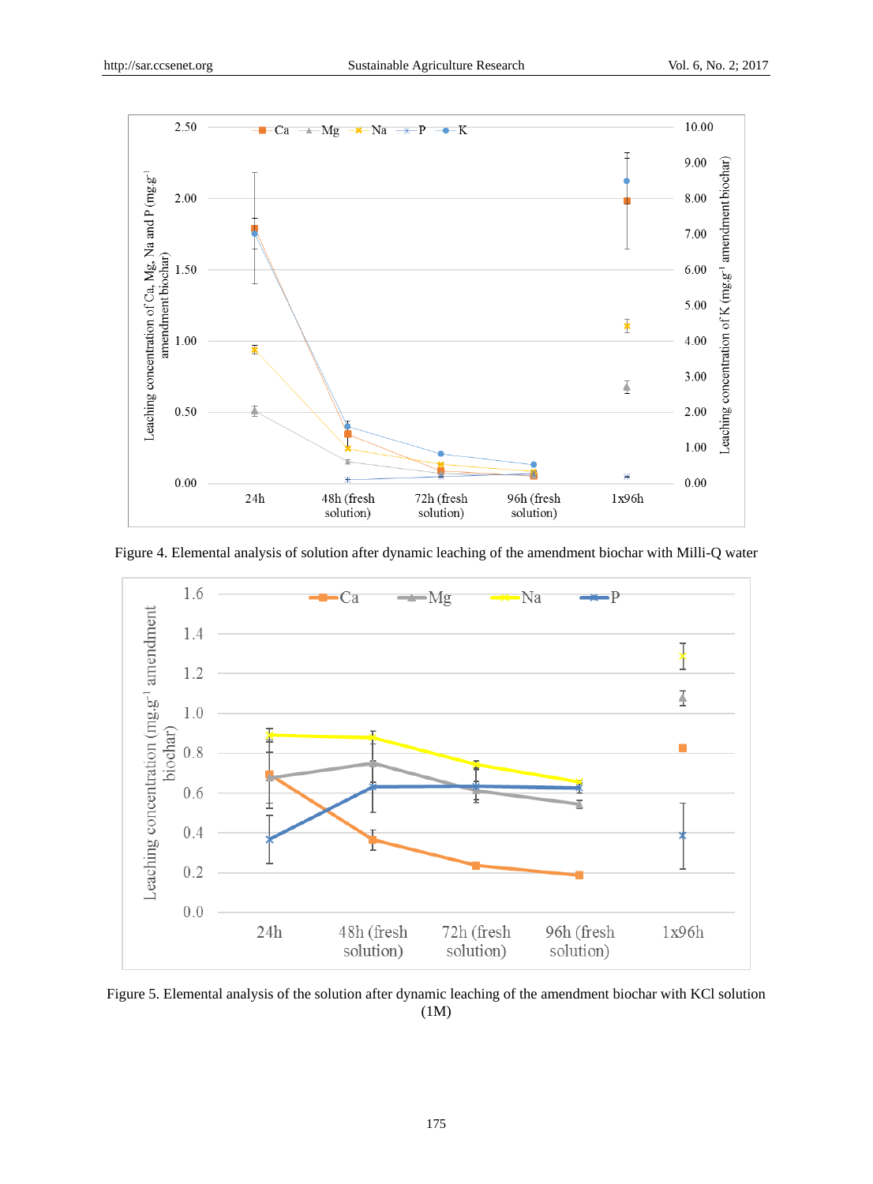Figure 4. Elemental analysis of solution after dynamic leaching of the amendment biochar with Milli-Q water

Figure 5. Elemental analysis of the solution after dynamic leaching of the amendment biochar with KCl solution (1M)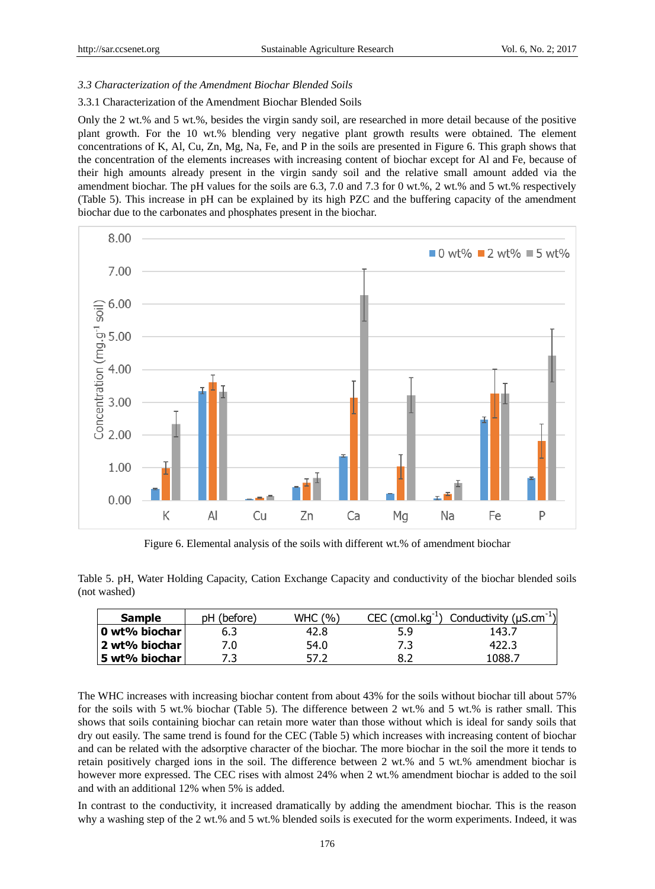*3.3 Characterization of the Amendment Biochar Blended Soils*

3.3.1 Characterization of the Amendment Biochar Blended Soils

Only the 2 wt.% and 5 wt.%, besides the virgin sandy soil, are researched in more detail because of the positive plant growth. For the 10 wt.% blending very negative plant growth results were obtained. The element concentrations of K, Al, Cu, Zn, Mg, Na, Fe, and P in the soils are presented in Figure 6. This graph shows that the concentration of the elements increases with increasing content of biochar except for Al and Fe, because of their high amounts already present in the virgin sandy soil and the relative small amount added via the amendment biochar. The pH values for the soils are 6.3, 7.0 and 7.3 for 0 wt.%, 2 wt.% and 5 wt.% respectively (Table 5). This increase in pH can be explained by its high PZC and the buffering capacity of the amendment biochar due to the carbonates and phosphates present in the biochar.

Figure 6. Elemental analysis of the soils with different wt.% of amendment biochar

Table 5. pH, Water Holding Capacity, Cation Exchange Capacity and conductivity of the biochar blended soils (not washed)

| **Sample** | pH (before) | WHC (%) | CEC (cmol.kg$^{-1}$) | Conductivity (μS.cm$^{-1}$) |
|---|---|---|---|---|
| **0 wt% biochar** | 6.3 | 42.8 | 5.9 | 143.7 |
| **2 wt% biochar** | 7.0 | 54.0 | 7.3 | 422.3 |
| **5 wt% biochar** | 7.3 | 57.2 | 8.2 | 1088.7 |

The WHC increases with increasing biochar content from about 43% for the soils without biochar till about 57% for the soils with 5 wt.% biochar (Table 5). The difference between 2 wt.% and 5 wt.% is rather small. This shows that soils containing biochar can retain more water than those without which is ideal for sandy soils that dry out easily. The same trend is found for the CEC (Table 5) which increases with increasing content of biochar and can be related with the adsorptive character of the biochar. The more biochar in the soil the more it tends to retain positively charged ions in the soil. The difference between 2 wt.% and 5 wt.% amendment biochar is however more expressed. The CEC rises with almost 24% when 2 wt.% amendment biochar is added to the soil and with an additional 12% when 5% is added.

In contrast to the conductivity, it increased dramatically by adding the amendment biochar. This is the reason why a washing step of the 2 wt.% and 5 wt.% blended soils is executed for the worm experiments. Indeed, it was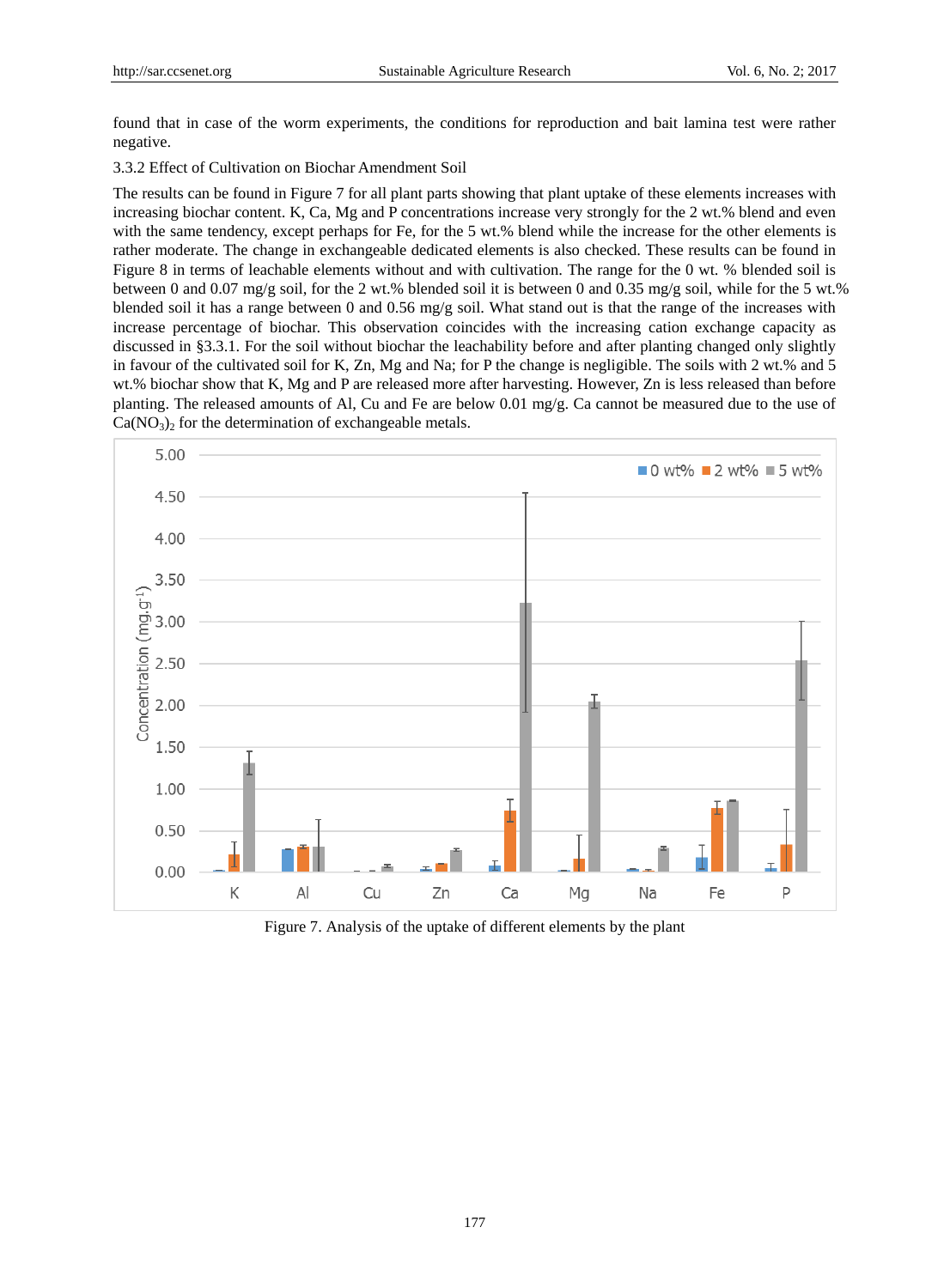found that in case of the worm experiments, the conditions for reproduction and bait lamina test were rather negative.

### 3.3.2 Effect of Cultivation on Biochar Amendment Soil

The results can be found in Figure 7 for all plant parts showing that plant uptake of these elements increases with increasing biochar content. K, Ca, Mg and P concentrations increase very strongly for the 2 wt.% blend and even with the same tendency, except perhaps for Fe, for the 5 wt.% blend while the increase for the other elements is rather moderate. The change in exchangeable dedicated elements is also checked. These results can be found in Figure 8 in terms of leachable elements without and with cultivation. The range for the 0 wt. % blended soil is between 0 and 0.07 mg/g soil, for the 2 wt.% blended soil it is between 0 and 0.35 mg/g soil, while for the 5 wt.% blended soil it has a range between 0 and 0.56 mg/g soil. What stand out is that the range of the increases with increase percentage of biochar. This observation coincides with the increasing cation exchange capacity as discussed in §3.3.1. For the soil without biochar the leachability before and after planting changed only slightly in favour of the cultivated soil for K, Zn, Mg and Na; for P the change is negligible. The soils with 2 wt.% and 5 wt.% biochar show that K, Mg and P are released more after harvesting. However, Zn is less released than before planting. The released amounts of Al, Cu and Fe are below 0.01 mg/g. Ca cannot be measured due to the use of $Ca(NO_3)_2$ for the determination of exchangeable metals.

Figure 7. Analysis of the uptake of different elements by the plant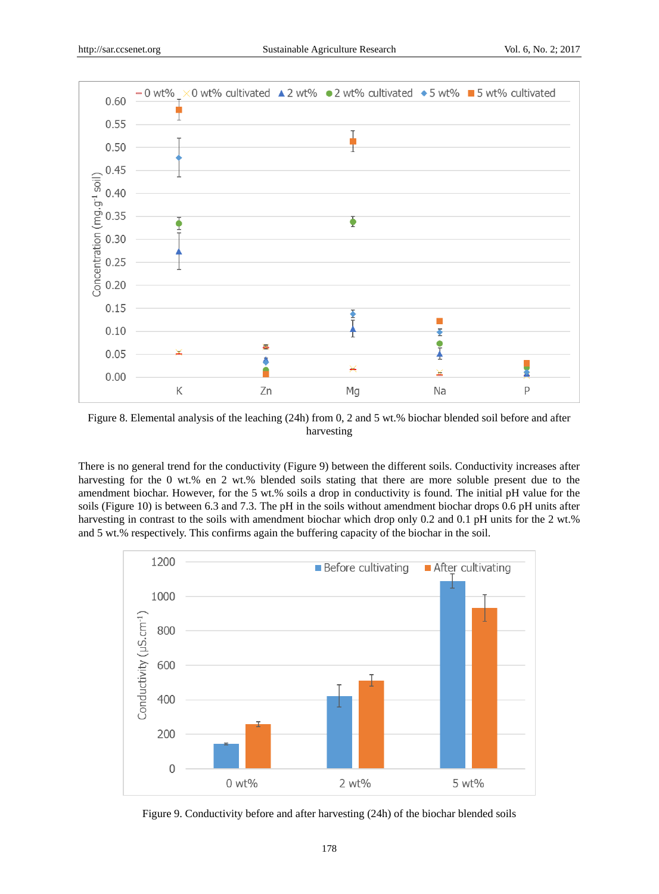Figure 8. Elemental analysis of the leaching (24h) from 0, 2 and 5 wt.% biochar blended soil before and after harvesting

There is no general trend for the conductivity (Figure 9) between the different soils. Conductivity increases after harvesting for the 0 wt.% en 2 wt.% blended soils stating that there are more soluble present due to the amendment biochar. However, for the 5 wt.% soils a drop in conductivity is found. The initial pH value for the soils (Figure 10) is between 6.3 and 7.3. The pH in the soils without amendment biochar drops 0.6 pH units after harvesting in contrast to the soils with amendment biochar which drop only 0.2 and 0.1 pH units for the 2 wt.% and 5 wt.% respectively. This confirms again the buffering capacity of the biochar in the soil.

Figure 9. Conductivity before and after harvesting (24h) of the biochar blended soils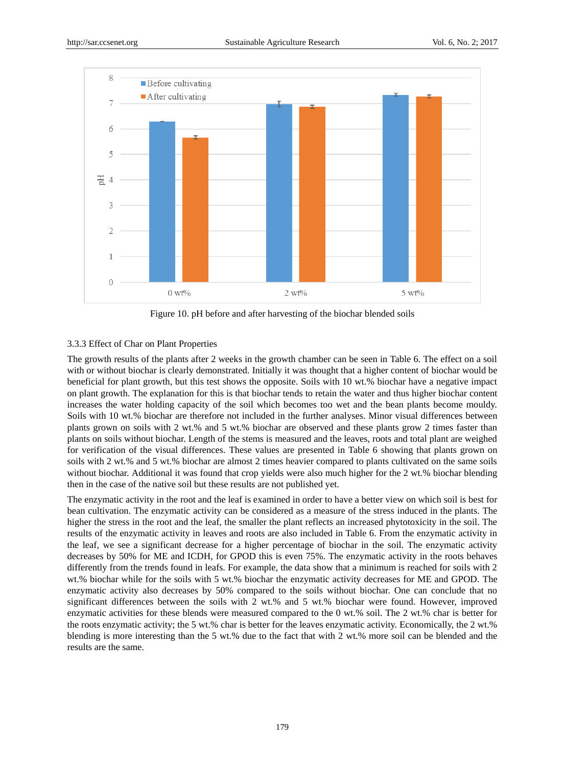Figure 10. pH before and after harvesting of the biochar blended soils

### 3.3.3 Effect of Char on Plant Properties

The growth results of the plants after 2 weeks in the growth chamber can be seen in Table 6. The effect on a soil with or without biochar is clearly demonstrated. Initially it was thought that a higher content of biochar would be beneficial for plant growth, but this test shows the opposite. Soils with 10 wt.% biochar have a negative impact on plant growth. The explanation for this is that biochar tends to retain the water and thus higher biochar content increases the water holding capacity of the soil which becomes too wet and the bean plants become mouldy. Soils with 10 wt.% biochar are therefore not included in the further analyses. Minor visual differences between plants grown on soils with 2 wt.% and 5 wt.% biochar are observed and these plants grow 2 times faster than plants on soils without biochar. Length of the stems is measured and the leaves, roots and total plant are weighed for verification of the visual differences. These values are presented in Table 6 showing that plants grown on soils with 2 wt.% and 5 wt.% biochar are almost 2 times heavier compared to plants cultivated on the same soils without biochar. Additional it was found that crop yields were also much higher for the 2 wt.% biochar blending then in the case of the native soil but these results are not published yet.

The enzymatic activity in the root and the leaf is examined in order to have a better view on which soil is best for bean cultivation. The enzymatic activity can be considered as a measure of the stress induced in the plants. The higher the stress in the root and the leaf, the smaller the plant reflects an increased phytotoxicity in the soil. The results of the enzymatic activity in leaves and roots are also included in Table 6. From the enzymatic activity in the leaf, we see a significant decrease for a higher percentage of biochar in the soil. The enzymatic activity decreases by 50% for ME and ICDH, for GPOD this is even 75%. The enzymatic activity in the roots behaves differently from the trends found in leafs. For example, the data show that a minimum is reached for soils with 2 wt.% biochar while for the soils with 5 wt.% biochar the enzymatic activity decreases for ME and GPOD. The enzymatic activity also decreases by 50% compared to the soils without biochar. One can conclude that no significant differences between the soils with 2 wt.% and 5 wt.% biochar were found. However, improved enzymatic activities for these blends were measured compared to the 0 wt.% soil. The 2 wt.% char is better for the roots enzymatic activity; the 5 wt.% char is better for the leaves enzymatic activity. Economically, the 2 wt.% blending is more interesting than the 5 wt.% due to the fact that with 2 wt.% more soil can be blended and the results are the same.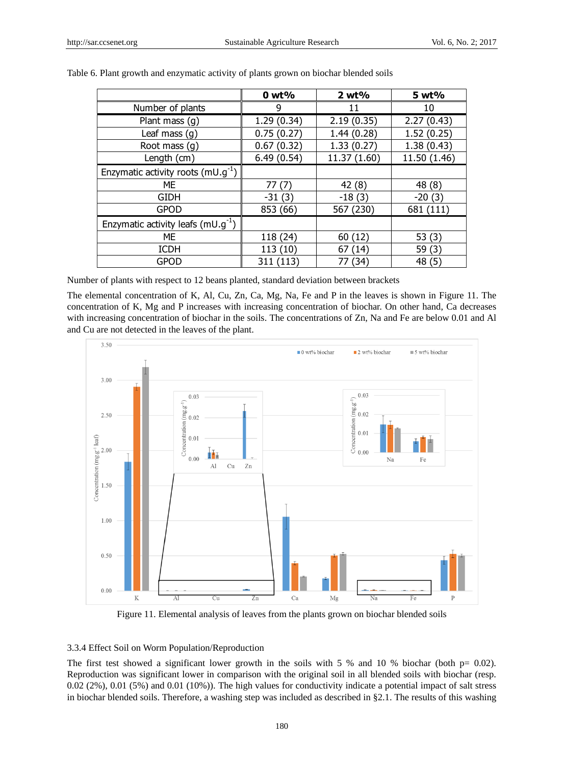Table 6. Plant growth and enzymatic activity of plants grown on biochar blended soils

| | 0 wt% | 2 wt% | 5 wt% |
|---|---|---|---|
| Number of plants | 9 | 11 | 10 |
| Plant mass (g) | 1.29 (0.34) | 2.19 (0.35) | 2.27 (0.43) |
| Leaf mass (g) | 0.75 (0.27) | 1.44 (0.28) | 1.52 (0.25) |
| Root mass (g) | 0.67 (0.32) | 1.33 (0.27) | 1.38 (0.43) |
| Length (cm) | 6.49 (0.54) | 11.37 (1.60) | 11.50 (1.46) |
| Enzymatic activity roots ($mU.g^{-1}$) | | | |
| ME | 77 (7) | 42 (8) | 48 (8) |
| GIDH | -31 (3) | -18 (3) | -20 (3) |
| GPOD | 853 (66) | 567 (230) | 681 (111) |
| Enzymatic activity leafs ($mU.g^{-1}$) | | | |
| ME | 118 (24) | 60 (12) | 53 (3) |
| ICDH | 113 (10) | 67 (14) | 59 (3) |
| GPOD | 311 (113) | 77 (34) | 48 (5) |

Number of plants with respect to 12 beans planted, standard deviation between brackets

The elemental concentration of K, Al, Cu, Zn, Ca, Mg, Na, Fe and P in the leaves is shown in Figure 11. The concentration of K, Mg and P increases with increasing concentration of biochar. On other hand, Ca decreases with increasing concentration of biochar in the soils. The concentrations of Zn, Na and Fe are below 0.01 and Al and Cu are not detected in the leaves of the plant.

Figure 11. Elemental analysis of leaves from the plants grown on biochar blended soils

### 3.3.4 Effect Soil on Worm Population/Reproduction

The first test showed a significant lower growth in the soils with 5 % and 10 % biochar (both p= 0.02). Reproduction was significant lower in comparison with the original soil in all blended soils with biochar (resp. 0.02 (2%), 0.01 (5%) and 0.01 (10%)). The high values for conductivity indicate a potential impact of salt stress in biochar blended soils. Therefore, a washing step was included as described in §2.1. The results of this washing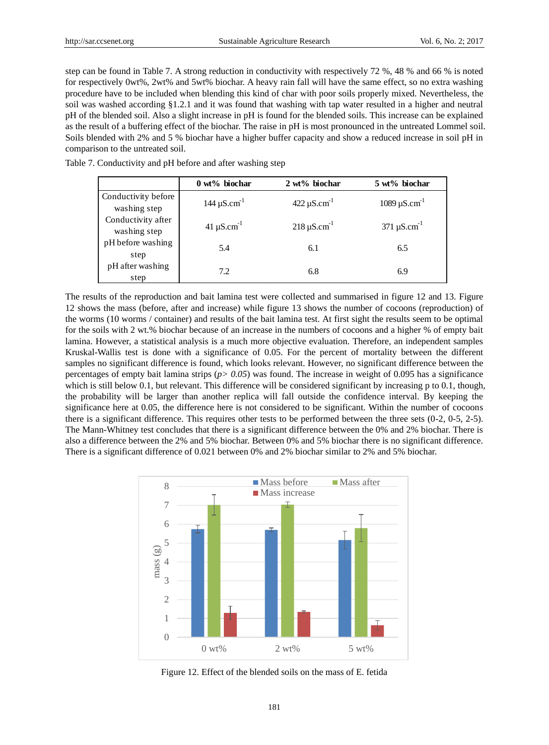step can be found in Table 7. A strong reduction in conductivity with respectively 72 %, 48 % and 66 % is noted for respectively 0wt%, 2wt% and 5wt% biochar. A heavy rain fall will have the same effect, so no extra washing procedure have to be included when blending this kind of char with poor soils properly mixed. Nevertheless, the soil was washed according §1.2.1 and it was found that washing with tap water resulted in a higher and neutral pH of the blended soil. Also a slight increase in pH is found for the blended soils. This increase can be explained as the result of a buffering effect of the biochar. The raise in pH is most pronounced in the untreated Lommel soil. Soils blended with 2% and 5 % biochar have a higher buffer capacity and show a reduced increase in soil pH in comparison to the untreated soil.

Table 7. Conductivity and pH before and after washing step

| | 0 wt% biochar | 2 wt% biochar | 5 wt% biochar |
|---|---|---|---|
| Conductivity before washing step | 144 $\mu S.cm^{-1}$ | 422 $\mu S.cm^{-1}$ | 1089 $\mu S.cm^{-1}$ |
| Conductivity after washing step | 41 $\mu S.cm^{-1}$ | 218 $\mu S.cm^{-1}$ | 371 $\mu S.cm^{-1}$ |
| pH before washing step | 5.4 | 6.1 | 6.5 |
| pH after washing step | 7.2 | 6.8 | 6.9 |

The results of the reproduction and bait lamina test were collected and summarised in figure 12 and 13. Figure 12 shows the mass (before, after and increase) while figure 13 shows the number of cocoons (reproduction) of the worms (10 worms / container) and results of the bait lamina test. At first sight the results seem to be optimal for the soils with 2 wt.% biochar because of an increase in the numbers of cocoons and a higher % of empty bait lamina. However, a statistical analysis is a much more objective evaluation. Therefore, an independent samples Kruskal-Wallis test is done with a significance of 0.05. For the percent of mortality between the different samples no significant difference is found, which looks relevant. However, no significant difference between the percentages of empty bait lamina strips (*p> 0.05*) was found. The increase in weight of 0.095 has a significance which is still below 0.1, but relevant. This difference will be considered significant by increasing p to 0.1, though, the probability will be larger than another replica will fall outside the confidence interval. By keeping the significance here at 0.05, the difference here is not considered to be significant. Within the number of cocoons there is a significant difference. This requires other tests to be performed between the three sets (0-2, 0-5, 2-5). The Mann-Whitney test concludes that there is a significant difference between the 0% and 2% biochar. There is also a difference between the 2% and 5% biochar. Between 0% and 5% biochar there is no significant difference. There is a significant difference of 0.021 between 0% and 2% biochar similar to 2% and 5% biochar.

Figure 12. Effect of the blended soils on the mass of E. fetida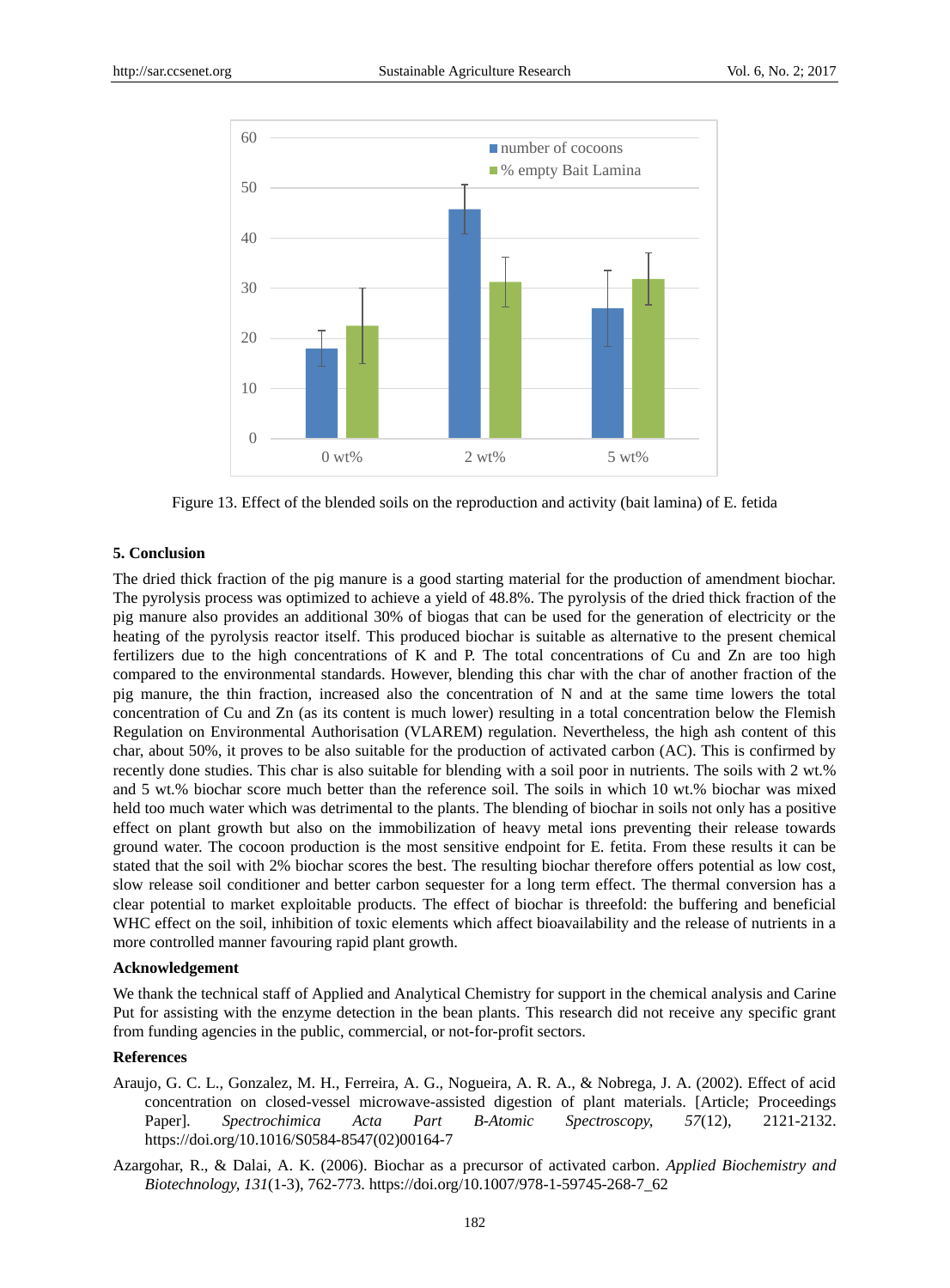60

50

40

30

20

10

0

number of cocoons

% empty Bait Lamina

0 wt%

2 wt%

5 wt%

Figure 13. Effect of the blended soils on the reproduction and activity (bait lamina) of E. fetida

## 5. Conclusion

The dried thick fraction of the pig manure is a good starting material for the production of amendment biochar. The pyrolysis process was optimized to achieve a yield of 48.8%. The pyrolysis of the dried thick fraction of the pig manure also provides an additional 30% of biogas that can be used for the generation of electricity or the heating of the pyrolysis reactor itself. This produced biochar is suitable as alternative to the present chemical fertilizers due to the high concentrations of K and P. The total concentrations of Cu and Zn are too high compared to the environmental standards. However, blending this char with the char of another fraction of the pig manure, the thin fraction, increased also the concentration of N and at the same time lowers the total concentration of Cu and Zn (as its content is much lower) resulting in a total concentration below the Flemish Regulation on Environmental Authorisation (VLAREM) regulation. Nevertheless, the high ash content of this char, about 50%, it proves to be also suitable for the production of activated carbon (AC). This is confirmed by recently done studies. This char is also suitable for blending with a soil poor in nutrients. The soils with 2 wt.% and 5 wt.% biochar score much better than the reference soil. The soils in which 10 wt.% biochar was mixed held too much water which was detrimental to the plants. The blending of biochar in soils not only has a positive effect on plant growth but also on the immobilization of heavy metal ions preventing their release towards ground water. The cocoon production is the most sensitive endpoint for E. fetita. From these results it can be stated that the soil with 2% biochar scores the best. The resulting biochar therefore offers potential as low cost, slow release soil conditioner and better carbon sequester for a long term effect. The thermal conversion has a clear potential to market exploitable products. The effect of biochar is threefold: the buffering and beneficial WHC effect on the soil, inhibition of toxic elements which affect bioavailability and the release of nutrients in a more controlled manner favouring rapid plant growth.

## Acknowledgement

We thank the technical staff of Applied and Analytical Chemistry for support in the chemical analysis and Carine Put for assisting with the enzyme detection in the bean plants. This research did not receive any specific grant from funding agencies in the public, commercial, or not-for-profit sectors.

## References

Araujo, G. C. L., Gonzalez, M. H., Ferreira, A. G., Nogueira, A. R. A., & Nobrega, J. A. (2002). Effect of acid concentration on closed-vessel microwave-assisted digestion of plant materials. [Article; Proceedings Paper]. *Spectrochimica Acta Part B-Atomic Spectroscopy, 57*(12), 2121-2132. https://doi.org/10.1016/S0584-8547(02)00164-7

Azargohar, R., & Dalai, A. K. (2006). Biochar as a precursor of activated carbon. *Applied Biochemistry and Biotechnology, 131*(1-3), 762-773. https://doi.org/10.1007/978-1-59745-268-7_62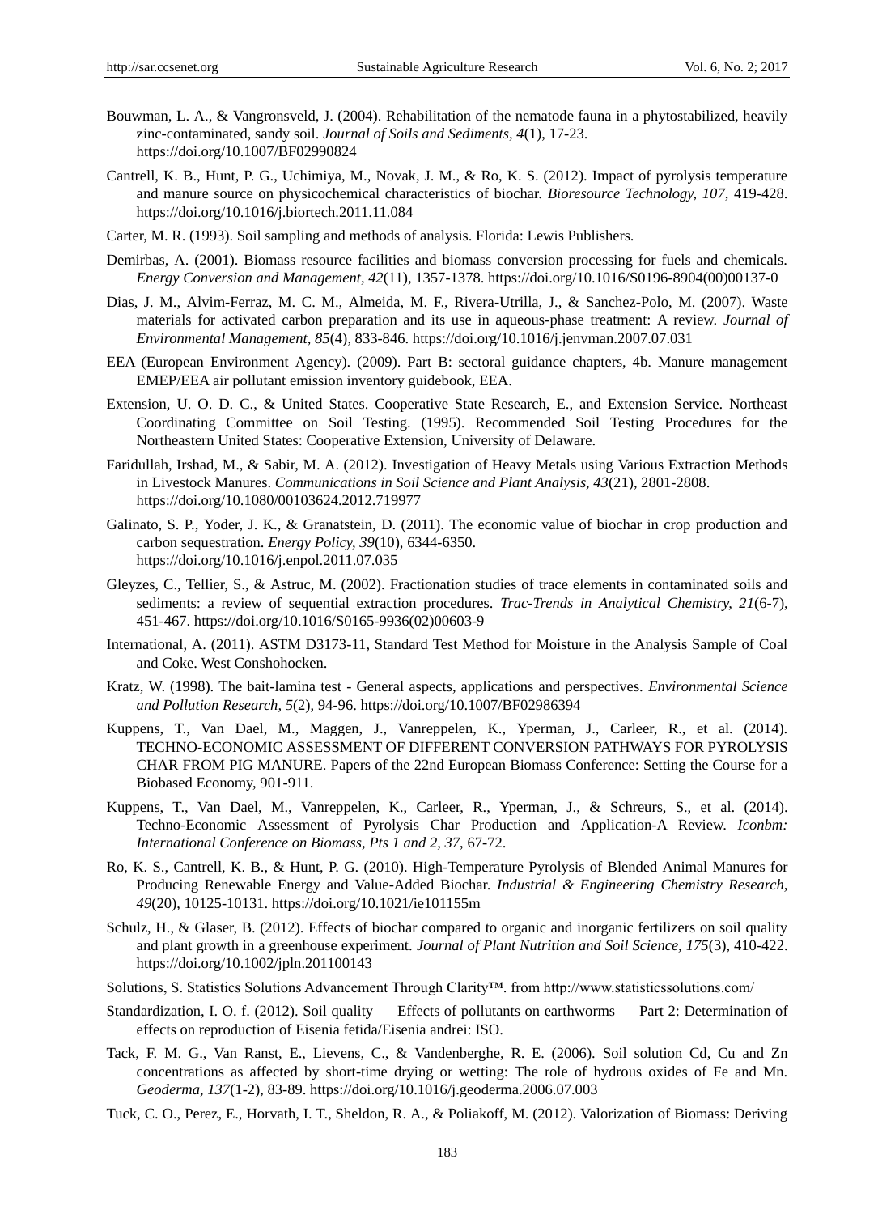Bouwman, L. A., & Vangronsveld, J. (2004). Rehabilitation of the nematode fauna in a phytostabilized, heavily zinc-contaminated, sandy soil. *Journal of Soils and Sediments, 4*(1), 17-23. https://doi.org/10.1007/BF02990824

Cantrell, K. B., Hunt, P. G., Uchimiya, M., Novak, J. M., & Ro, K. S. (2012). Impact of pyrolysis temperature and manure source on physicochemical characteristics of biochar. *Bioresource Technology, 107*, 419-428. https://doi.org/10.1016/j.biortech.2011.11.084

Carter, M. R. (1993). Soil sampling and methods of analysis. Florida: Lewis Publishers.

Demirbas, A. (2001). Biomass resource facilities and biomass conversion processing for fuels and chemicals. *Energy Conversion and Management, 42*(11), 1357-1378. https://doi.org/10.1016/S0196-8904(00)00137-0

Dias, J. M., Alvim-Ferraz, M. C. M., Almeida, M. F., Rivera-Utrilla, J., & Sanchez-Polo, M. (2007). Waste materials for activated carbon preparation and its use in aqueous-phase treatment: A review. *Journal of Environmental Management, 85*(4), 833-846. https://doi.org/10.1016/j.jenvman.2007.07.031

EEA (European Environment Agency). (2009). Part B: sectoral guidance chapters, 4b. Manure management EMEP/EEA air pollutant emission inventory guidebook, EEA.

Extension, U. O. D. C., & United States. Cooperative State Research, E., and Extension Service. Northeast Coordinating Committee on Soil Testing. (1995). Recommended Soil Testing Procedures for the Northeastern United States: Cooperative Extension, University of Delaware.

Faridullah, Irshad, M., & Sabir, M. A. (2012). Investigation of Heavy Metals using Various Extraction Methods in Livestock Manures. *Communications in Soil Science and Plant Analysis, 43*(21), 2801-2808. https://doi.org/10.1080/00103624.2012.719977

Galinato, S. P., Yoder, J. K., & Granatstein, D. (2011). The economic value of biochar in crop production and carbon sequestration. *Energy Policy, 39*(10), 6344-6350. https://doi.org/10.1016/j.enpol.2011.07.035

Gleyzes, C., Tellier, S., & Astruc, M. (2002). Fractionation studies of trace elements in contaminated soils and sediments: a review of sequential extraction procedures. *Trac-Trends in Analytical Chemistry, 21*(6-7), 451-467. https://doi.org/10.1016/S0165-9936(02)00603-9

International, A. (2011). ASTM D3173-11, Standard Test Method for Moisture in the Analysis Sample of Coal and Coke. West Conshohocken.

Kratz, W. (1998). The bait-lamina test - General aspects, applications and perspectives. *Environmental Science and Pollution Research, 5*(2), 94-96. https://doi.org/10.1007/BF02986394

Kuppens, T., Van Dael, M., Maggen, J., Vanreppelen, K., Yperman, J., Carleer, R., et al. (2014). TECHNO-ECONOMIC ASSESSMENT OF DIFFERENT CONVERSION PATHWAYS FOR PYROLYSIS CHAR FROM PIG MANURE. Papers of the 22nd European Biomass Conference: Setting the Course for a Biobased Economy, 901-911.

Kuppens, T., Van Dael, M., Vanreppelen, K., Carleer, R., Yperman, J., & Schreurs, S., et al. (2014). Techno-Economic Assessment of Pyrolysis Char Production and Application-A Review. *Iconbm: International Conference on Biomass, Pts 1 and 2, 37*, 67-72.

Ro, K. S., Cantrell, K. B., & Hunt, P. G. (2010). High-Temperature Pyrolysis of Blended Animal Manures for Producing Renewable Energy and Value-Added Biochar. *Industrial & Engineering Chemistry Research, 49*(20), 10125-10131. https://doi.org/10.1021/ie101155m

Schulz, H., & Glaser, B. (2012). Effects of biochar compared to organic and inorganic fertilizers on soil quality and plant growth in a greenhouse experiment. *Journal of Plant Nutrition and Soil Science, 175*(3), 410-422. https://doi.org/10.1002/jpln.201100143

Solutions, S. Statistics Solutions Advancement Through Clarity™. from http://www.statisticssolutions.com/

Standardization, I. O. f. (2012). Soil quality — Effects of pollutants on earthworms — Part 2: Determination of effects on reproduction of Eisenia fetida/Eisenia andrei: ISO.

Tack, F. M. G., Van Ranst, E., Lievens, C., & Vandenberghe, R. E. (2006). Soil solution Cd, Cu and Zn concentrations as affected by short-time drying or wetting: The role of hydrous oxides of Fe and Mn. *Geoderma, 137*(1-2), 83-89. https://doi.org/10.1016/j.geoderma.2006.07.003

Tuck, C. O., Perez, E., Horvath, I. T., Sheldon, R. A., & Poliakoff, M. (2012). Valorization of Biomass: Deriving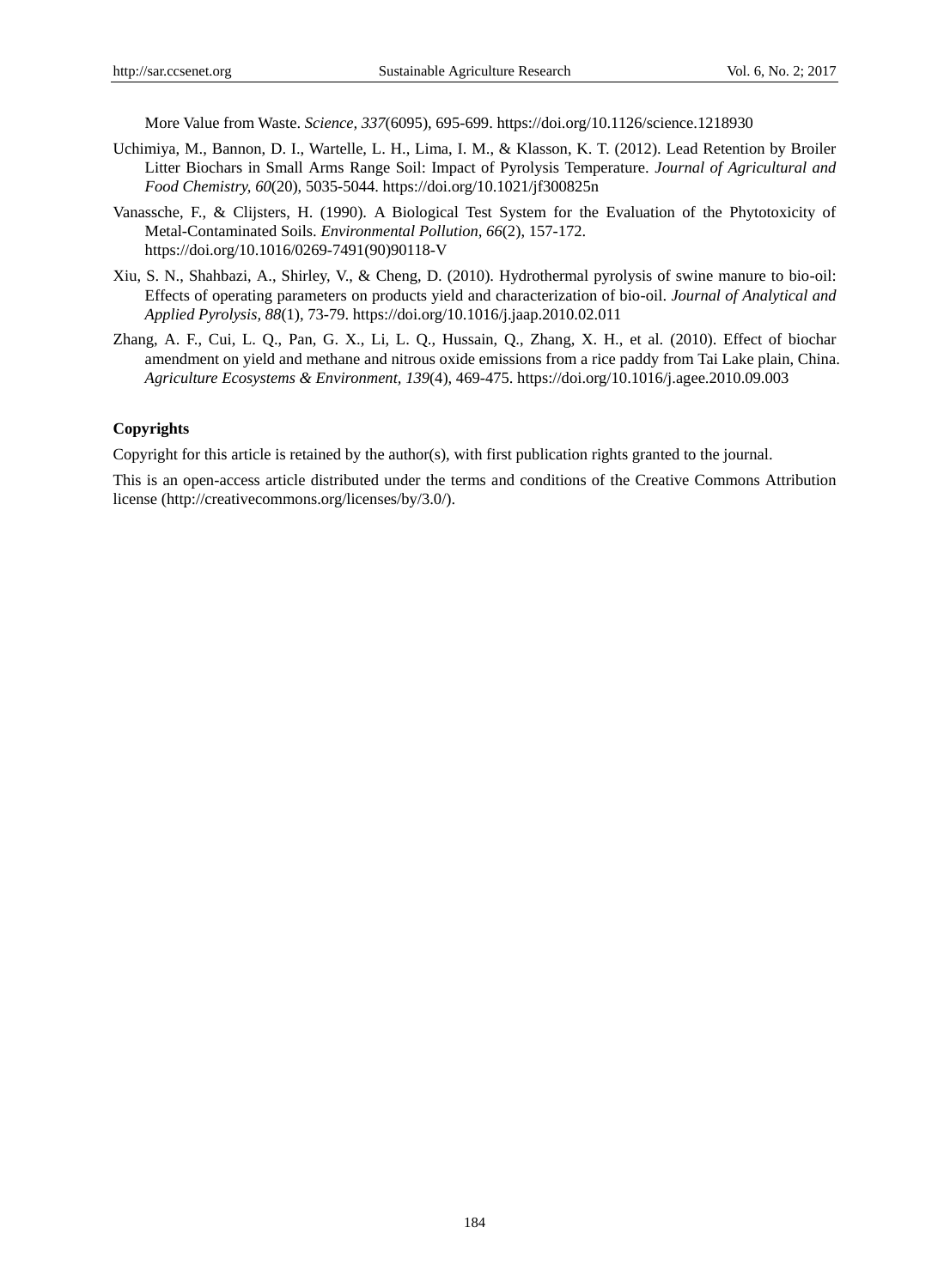More Value from Waste. *Science, 337*(6095), 695-699. https://doi.org/10.1126/science.1218930

Uchimiya, M., Bannon, D. I., Wartelle, L. H., Lima, I. M., & Klasson, K. T. (2012). Lead Retention by Broiler Litter Biochars in Small Arms Range Soil: Impact of Pyrolysis Temperature. *Journal of Agricultural and Food Chemistry, 60*(20), 5035-5044. https://doi.org/10.1021/jf300825n

Vanassche, F., & Clijsters, H. (1990). A Biological Test System for the Evaluation of the Phytotoxicity of Metal-Contaminated Soils. *Environmental Pollution, 66*(2), 157-172. https://doi.org/10.1016/0269-7491(90)90118-V

Xiu, S. N., Shahbazi, A., Shirley, V., & Cheng, D. (2010). Hydrothermal pyrolysis of swine manure to bio-oil: Effects of operating parameters on products yield and characterization of bio-oil. *Journal of Analytical and Applied Pyrolysis, 88*(1), 73-79. https://doi.org/10.1016/j.jaap.2010.02.011

Zhang, A. F., Cui, L. Q., Pan, G. X., Li, L. Q., Hussain, Q., Zhang, X. H., et al. (2010). Effect of biochar amendment on yield and methane and nitrous oxide emissions from a rice paddy from Tai Lake plain, China. *Agriculture Ecosystems & Environment, 139*(4), 469-475. https://doi.org/10.1016/j.agee.2010.09.003

**Copyrights**

Copyright for this article is retained by the author(s), with first publication rights granted to the journal.

This is an open-access article distributed under the terms and conditions of the Creative Commons Attribution license (http://creativecommons.org/licenses/by/3.0/).